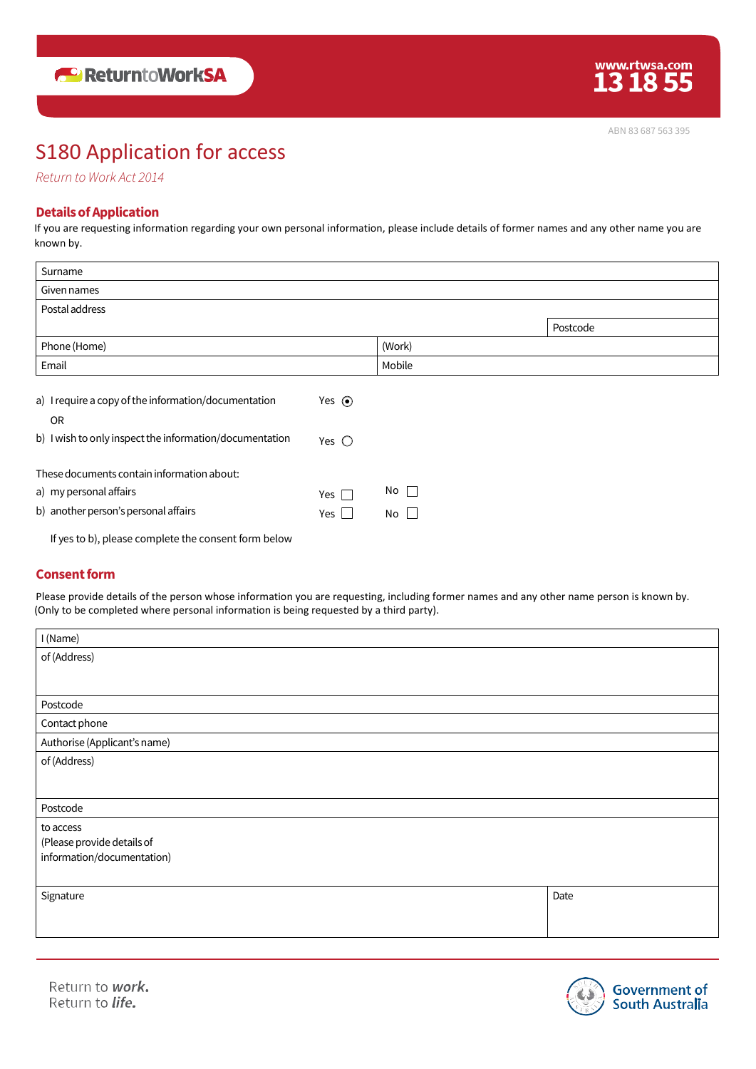ReturntoWorkSA

www.rtwsa.com
13 18 55

ABN 83 687 563 395

# S180 Application for access

*Return to Work Act 2014*

## Details of Application

If you are requesting information regarding your own personal information, please include details of former names and any other name you are known by.

| Surname | |
|---|---|
| Given names | |
| Postal address | |
| | Postcode |
| Phone (Home) | (Work) |
| Email | Mobile |

a) I require a copy of the information/documentation  Yes ◉

OR

b) I wish to only inspect the information/documentation  Yes ○

These documents contain information about:

| | | |
|---|---|---|
| a) my personal affairs | Yes ☐ | No ☐ |
| b) another person's personal affairs | Yes ☐ | No ☐ |

If yes to b), please complete the consent form below

## Consent form

Please provide details of the person whose information you are requesting, including former names and any other name person is known by. (Only to be completed where personal information is being requested by a third party).

| I (Name) | |
|---|---|
| of (Address) | |
| Postcode | |
| Contact phone | |
| Authorise (Applicant's name) | |
| of (Address) | |
| Postcode | |
| to access (Please provide details of information/documentation) | |
| Signature | Date |

Return to *work.*
Return to *life.*

Government of South Australia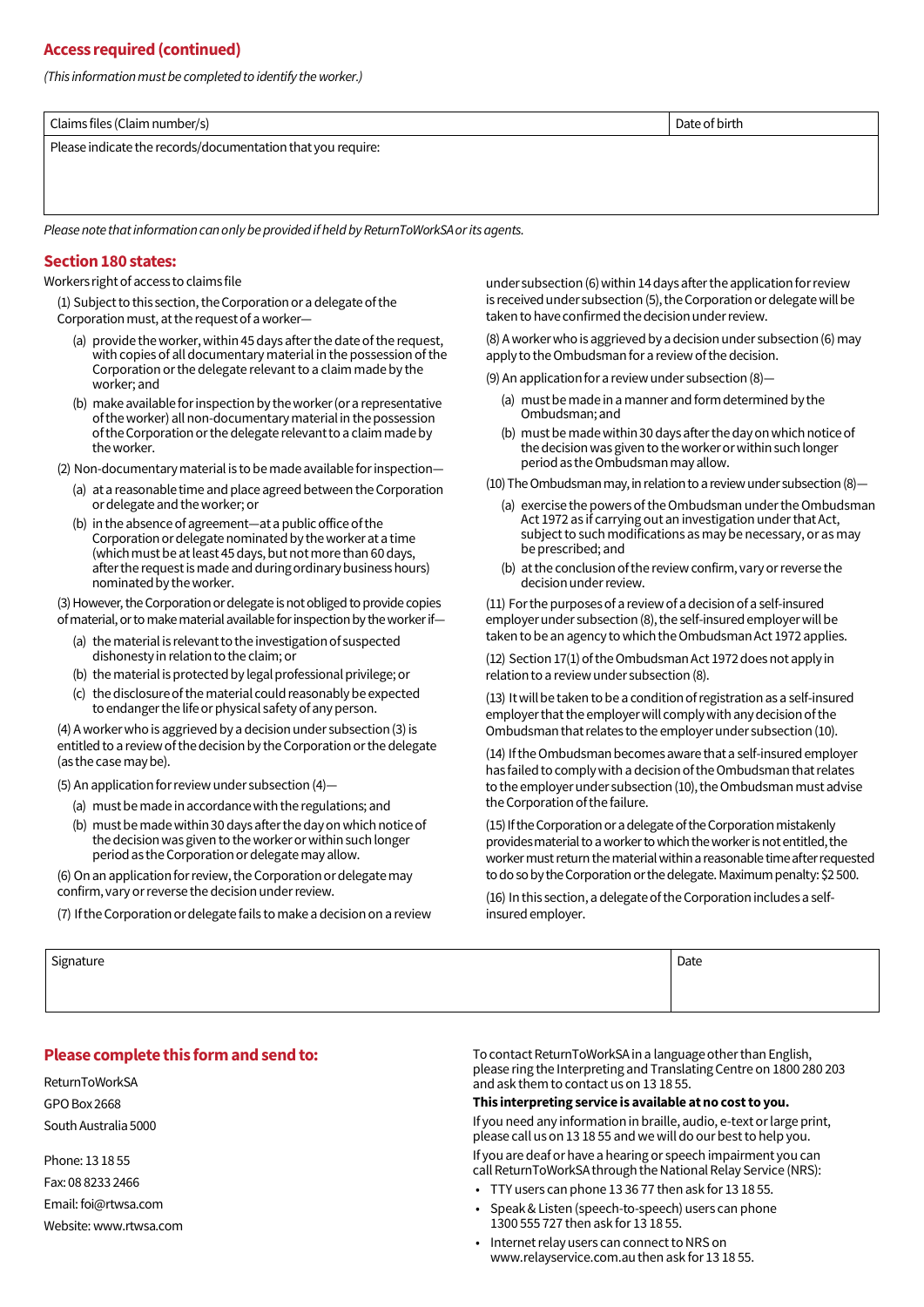## Access required (continued)

*(This information must be completed to identify the worker.)*

| Claims files (Claim number/s) | Date of birth |
|---|---|
| Please indicate the records/documentation that you require: | |

*Please note that information can only be provided if held by ReturnToWorkSA or its agents.*

## Section 180 states:

Workers right of access to claims file

(1) Subject to this section, the Corporation or a delegate of the Corporation must, at the request of a worker—

- (a) provide the worker, within 45 days after the date of the request, with copies of all documentary material in the possession of the Corporation or the delegate relevant to a claim made by the worker; and
- (b) make available for inspection by the worker (or a representative of the worker) all non-documentary material in the possession of the Corporation or the delegate relevant to a claim made by the worker.

(2) Non-documentary material is to be made available for inspection—

- (a) at a reasonable time and place agreed between the Corporation or delegate and the worker; or
- (b) in the absence of agreement—at a public office of the Corporation or delegate nominated by the worker at a time (which must be at least 45 days, but not more than 60 days, after the request is made and during ordinary business hours) nominated by the worker.

(3) However, the Corporation or delegate is not obliged to provide copies of material, or to make material available for inspection by the worker if—

- (a) the material is relevant to the investigation of suspected dishonesty in relation to the claim; or
- (b) the material is protected by legal professional privilege; or
- (c) the disclosure of the material could reasonably be expected to endanger the life or physical safety of any person.

(4) A worker who is aggrieved by a decision under subsection (3) is entitled to a review of the decision by the Corporation or the delegate (as the case may be).

(5) An application for review under subsection (4)—

- (a) must be made in accordance with the regulations; and
- (b) must be made within 30 days after the day on which notice of the decision was given to the worker or within such longer period as the Corporation or delegate may allow.

(6) On an application for review, the Corporation or delegate may confirm, vary or reverse the decision under review.

(7) If the Corporation or delegate fails to make a decision on a review under subsection (6) within 14 days after the application for review is received under subsection (5), the Corporation or delegate will be taken to have confirmed the decision under review.

(8) A worker who is aggrieved by a decision under subsection (6) may apply to the Ombudsman for a review of the decision.

(9) An application for a review under subsection (8)—

- (a) must be made in a manner and form determined by the Ombudsman; and
- (b) must be made within 30 days after the day on which notice of the decision was given to the worker or within such longer period as the Ombudsman may allow.

(10) The Ombudsman may, in relation to a review under subsection (8)—

- (a) exercise the powers of the Ombudsman under the Ombudsman Act 1972 as if carrying out an investigation under that Act, subject to such modifications as may be necessary, or as may be prescribed; and
- (b) at the conclusion of the review confirm, vary or reverse the decision under review.

(11) For the purposes of a review of a decision of a self-insured employer under subsection (8), the self-insured employer will be taken to be an agency to which the Ombudsman Act 1972 applies.

(12) Section 17(1) of the Ombudsman Act 1972 does not apply in relation to a review under subsection (8).

(13) It will be taken to be a condition of registration as a self-insured employer that the employer will comply with any decision of the Ombudsman that relates to the employer under subsection (10).

(14) If the Ombudsman becomes aware that a self-insured employer has failed to comply with a decision of the Ombudsman that relates to the employer under subsection (10), the Ombudsman must advise the Corporation of the failure.

(15) If the Corporation or a delegate of the Corporation mistakenly provides material to a worker to which the worker is not entitled, the worker must return the material within a reasonable time after requested to do so by the Corporation or the delegate. Maximum penalty: $2 500.

(16) In this section, a delegate of the Corporation includes a self-insured employer.

| Signature | Date |
|---|---|
| | |

## Please complete this form and send to:

ReturnToWorkSA

GPO Box 2668

South Australia 5000

Phone: 13 18 55

Fax: 08 8233 2466

Email: foi@rtwsa.com

Website: www.rtwsa.com

To contact ReturnToWorkSA in a language other than English, please ring the Interpreting and Translating Centre on 1800 280 203 and ask them to contact us on 13 18 55.

**This interpreting service is available at no cost to you.**

If you need any information in braille, audio, e-text or large print, please call us on 13 18 55 and we will do our best to help you.

If you are deaf or have a hearing or speech impairment you can call ReturnToWorkSA through the National Relay Service (NRS):

- TTY users can phone 13 36 77 then ask for 13 18 55.
- Speak & Listen (speech-to-speech) users can phone 1300 555 727 then ask for 13 18 55.
- Internet relay users can connect to NRS on www.relayservice.com.au then ask for 13 18 55.